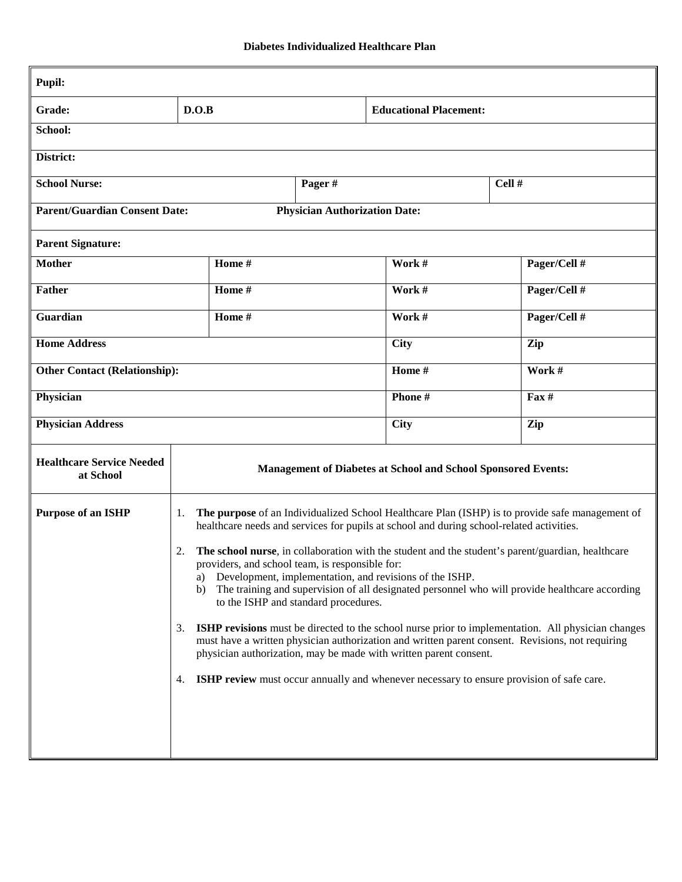# Diabetes Individualized Healthcare Plan

| **Pupil:** | | | |
|---|---|---|---|
| **Grade:** | **D.O.B** | **Educational Placement:** | |
| **School:** | | | |
| **District:** | | | |
| **School Nurse:** | **Pager #** | **Cell #** | |
| **Parent/Guardian Consent Date:** | **Physician Authorization Date:** | | |
| **Parent Signature:** | | | |
| **Mother** | **Home #** | **Work #** | **Pager/Cell #** |
| **Father** | **Home #** | **Work #** | **Pager/Cell #** |
| **Guardian** | **Home #** | **Work #** | **Pager/Cell #** |
| **Home Address** | | **City** | **Zip** |
| **Other Contact (Relationship):** | | **Home #** | **Work #** |
| **Physician** | | **Phone #** | **Fax #** |
| **Physician Address** | | **City** | **Zip** |

| **Healthcare Service Needed at School** | **Management of Diabetes at School and School Sponsored Events:** |
|---|---|
| **Purpose of an ISHP** | 1. **The purpose** of an Individualized School Healthcare Plan (ISHP) is to provide safe management of healthcare needs and services for pupils at school and during school-related activities.<br><br>2. **The school nurse**, in collaboration with the student and the student's parent/guardian, healthcare providers, and school team, is responsible for:<br>a) Development, implementation, and revisions of the ISHP.<br>b) The training and supervision of all designated personnel who will provide healthcare according to the ISHP and standard procedures.<br><br>3. **ISHP revisions** must be directed to the school nurse prior to implementation. All physician changes must have a written physician authorization and written parent consent. Revisions, not requiring physician authorization, may be made with written parent consent.<br><br>4. **ISHP review** must occur annually and whenever necessary to ensure provision of safe care. |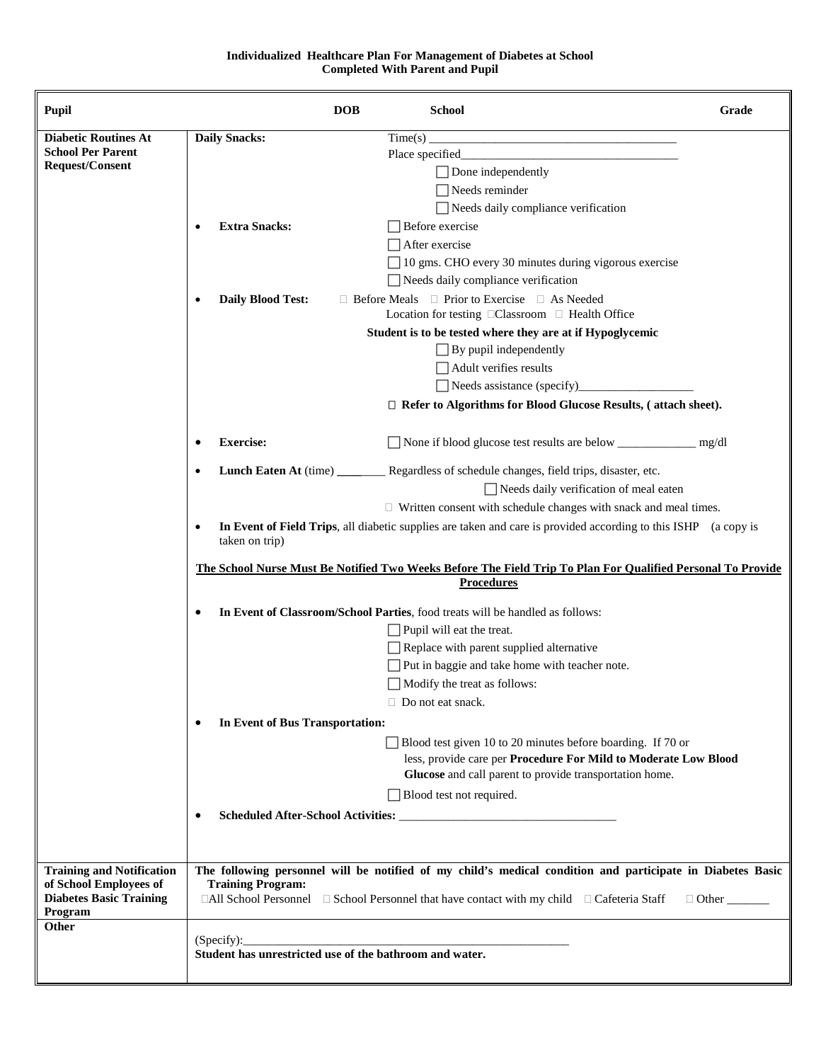**Individualized Healthcare Plan For Management of Diabetes at School**
**Completed With Parent and Pupil**

| **Pupil** | **DOB** | **School** | **Grade** |
|---|---|---|---|

| | |
|---|---|
| **Diabetic Routines At School Per Parent Request/Consent** | **Daily Snacks:** Time(s) ________________________________________ <br> Place specified____________________________________ <br> ☐ Done independently <br> ☐ Needs reminder <br> ☐ Needs daily compliance verification <br><br> • **Extra Snacks:** ☐ Before exercise <br> ☐ After exercise <br> ☐ 10 gms. CHO every 30 minutes during vigorous exercise <br> ☐ Needs daily compliance verification <br><br> • **Daily Blood Test:** ☐ Before Meals ☐ Prior to Exercise ☐ As Needed <br> Location for testing ☐Classroom ☐ Health Office <br> **Student is to be tested where they are at if Hypoglycemic** <br> ☐ By pupil independently <br> ☐ Adult verifies results <br> ☐ Needs assistance (specify)___________________ <br> ☐ **Refer to Algorithms for Blood Glucose Results, ( attach sheet).** <br><br> • **Exercise:** ☐ None if blood glucose test results are below _____________ mg/dl <br><br> • **Lunch Eaten At** (time) ________ Regardless of schedule changes, field trips, disaster, etc. <br> ☐ Needs daily verification of meal eaten <br> ☐ Written consent with schedule changes with snack and meal times. <br><br> • **In Event of Field Trips**, all diabetic supplies are taken and care is provided according to this ISHP (a copy is taken on trip) <br><br> **<u>The School Nurse Must Be Notified Two Weeks Before The Field Trip To Plan For Qualified Personal To Provide Procedures</u>** <br><br> • **In Event of Classroom/School Parties**, food treats will be handled as follows: <br> ☐ Pupil will eat the treat. <br> ☐ Replace with parent supplied alternative <br> ☐ Put in baggie and take home with teacher note. <br> ☐ Modify the treat as follows: <br> ☐ Do not eat snack. <br><br> • **In Event of Bus Transportation:** <br> ☐ Blood test given 10 to 20 minutes before boarding. If 70 or less, provide care per **Procedure For Mild to Moderate Low Blood Glucose** and call parent to provide transportation home. <br> ☐ Blood test not required. <br><br> • **Scheduled After-School Activities:** ___________________________________ |
| **Training and Notification of School Employees of Diabetes Basic Training Program** | **The following personnel will be notified of my child's medical condition and participate in Diabetes Basic Training Program:** <br> ☐All School Personnel ☐ School Personnel that have contact with my child ☐ Cafeteria Staff ☐ Other _______ |
| **Other** | (Specify):_______________________________________________________ <br> **Student has unrestricted use of the bathroom and water.** |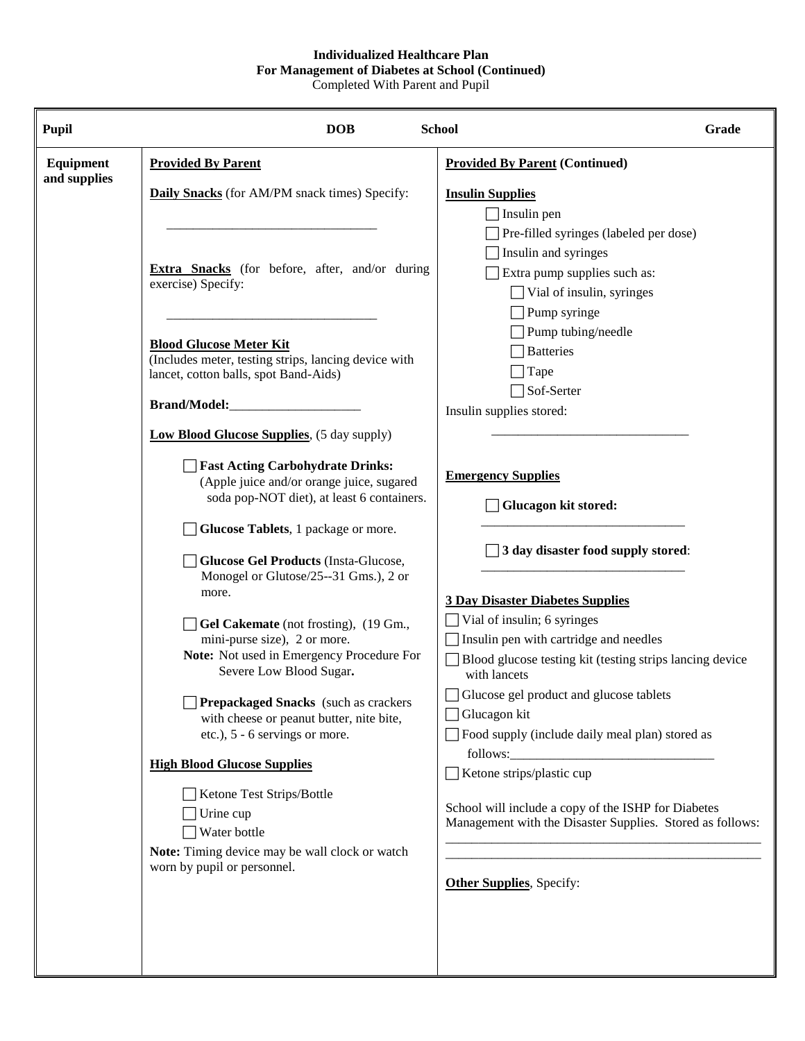**Individualized Healthcare Plan**
**For Management of Diabetes at School (Continued)**
Completed With Parent and Pupil

| **Pupil** | **DOB** | **School** | **Grade** |
|---|---|---|---|

**Equipment and supplies**

**Provided By Parent**

**Daily Snacks** (for AM/PM snack times) Specify:

_______________________________

**Extra Snacks** (for before, after, and/or during exercise) Specify:

_______________________________

**Blood Glucose Meter Kit**
(Includes meter, testing strips, lancing device with lancet, cotton balls, spot Band-Aids)

**Brand/Model:**____________________

**Low Blood Glucose Supplies**, (5 day supply)

- ☐ **Fast Acting Carbohydrate Drinks:** (Apple juice and/or orange juice, sugared soda pop-NOT diet), at least 6 containers.
- ☐ **Glucose Tablets**, 1 package or more.
- ☐ **Glucose Gel Products** (Insta-Glucose, Monogel or Glutose/25--31 Gms.), 2 or more.
- ☐ **Gel Cakemate** (not frosting), (19 Gm., mini-purse size), 2 or more.
  **Note:** Not used in Emergency Procedure For Severe Low Blood Sugar**.**
- ☐ **Prepackaged Snacks** (such as crackers with cheese or peanut butter, nite bite, etc.), 5 - 6 servings or more.

**High Blood Glucose Supplies**

- ☐ Ketone Test Strips/Bottle
- ☐ Urine cup
- ☐ Water bottle

**Note:** Timing device may be wall clock or watch worn by pupil or personnel.

**Provided By Parent (Continued)**

**Insulin Supplies**

- ☐ Insulin pen
- ☐ Pre-filled syringes (labeled per dose)
- ☐ Insulin and syringes
- ☐ Extra pump supplies such as:
  - ☐ Vial of insulin, syringes
  - ☐ Pump syringe
  - ☐ Pump tubing/needle
  - ☐ Batteries
  - ☐ Tape
  - ☐ Sof-Serter

Insulin supplies stored:

_______________________________

**Emergency Supplies**

☐ **Glucagon kit stored:**

_______________________________

☐ **3 day disaster food supply stored**:

_______________________________

**3 Day Disaster Diabetes Supplies**

- ☐ Vial of insulin; 6 syringes
- ☐ Insulin pen with cartridge and needles
- ☐ Blood glucose testing kit (testing strips lancing device with lancets
- ☐ Glucose gel product and glucose tablets
- ☐ Glucagon kit
- ☐ Food supply (include daily meal plan) stored as follows:_______________________________
- ☐ Ketone strips/plastic cup

School will include a copy of the ISHP for Diabetes Management with the Disaster Supplies. Stored as follows:

_________________________________________________
_________________________________________________

**Other Supplies**, Specify: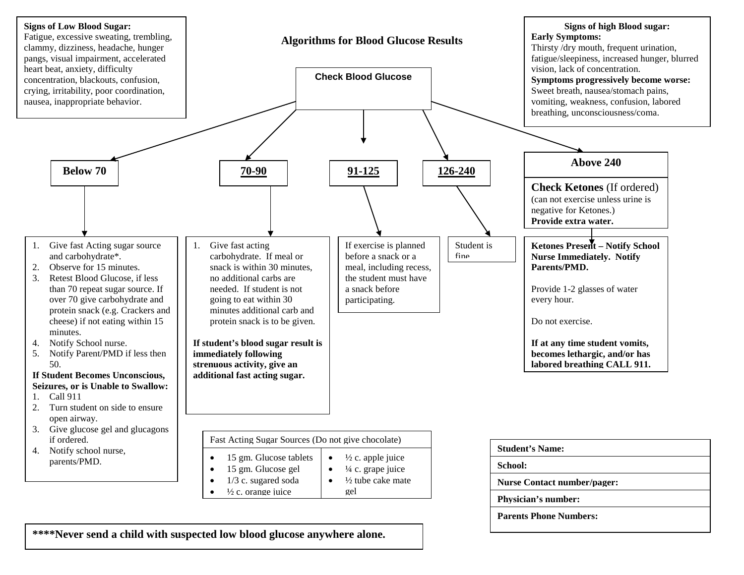**Signs of Low Blood Sugar:**
Fatigue, excessive sweating, trembling, clammy, dizziness, headache, hunger pangs, visual impairment, accelerated heart beat, anxiety, difficulty concentration, blackouts, confusion, crying, irritability, poor coordination, nausea, inappropriate behavior.

# Algorithms for Blood Glucose Results

**Signs of high Blood sugar:**
**Early Symptoms:**
Thirsty /dry mouth, frequent urination, fatigue/sleepiness, increased hunger, blurred vision, lack of concentration.
**Symptoms progressively become worse:**
Sweet breath, nausea/stomach pains, vomiting, weakness, confusion, labored breathing, unconsciousness/coma.

**Check Blood Glucose**

## Below 70

1. Give fast Acting sugar source and carbohydrate*.
2. Observe for 15 minutes.
3. Retest Blood Glucose, if less than 70 repeat sugar source. If over 70 give carbohydrate and protein snack (e.g. Crackers and cheese) if not eating within 15 minutes.
4. Notify School nurse.
5. Notify Parent/PMD if less then 50.

**If Student Becomes Unconscious, Seizures, or is Unable to Swallow:**

1. Call 911
2. Turn student on side to ensure open airway.
3. Give glucose gel and glucagons if ordered.
4. Notify school nurse, parents/PMD.

## 70-90

1. Give fast acting carbohydrate. If meal or snack is within 30 minutes, no additional carbs are needed. If student is not going to eat within 30 minutes additional carb and protein snack is to be given.

**If student's blood sugar result is immediately following strenuous activity, give an additional fast acting sugar.**

## 91-125

If exercise is planned before a snack or a meal, including recess, the student must have a snack before participating.

## 126-240

Student is fine

## Above 240

**Check Ketones** (If ordered)
(can not exercise unless urine is negative for Ketones.)
**Provide extra water.**

**Ketones Present – Notify School Nurse Immediately. Notify Parents/PMD.**

Provide 1-2 glasses of water every hour.

Do not exercise.

**If at any time student vomits, becomes lethargic, and/or has labored breathing CALL 911.**

| Fast Acting Sugar Sources (Do not give chocolate) | |
|---|---|
| • 15 gm. Glucose tablets<br>• 15 gm. Glucose gel<br>• 1/3 c. sugared soda<br>• ½ c. orange juice | • ½ c. apple juice<br>• ¼ c. grape juice<br>• ½ tube cake mate gel |

| | |
|---|---|
| **Student's Name:** | |
| **School:** | |
| **Nurse Contact number/pager:** | |
| **Physician's number:** | |
| **Parents Phone Numbers:** | |

**\*\*\*\*Never send a child with suspected low blood glucose anywhere alone.**